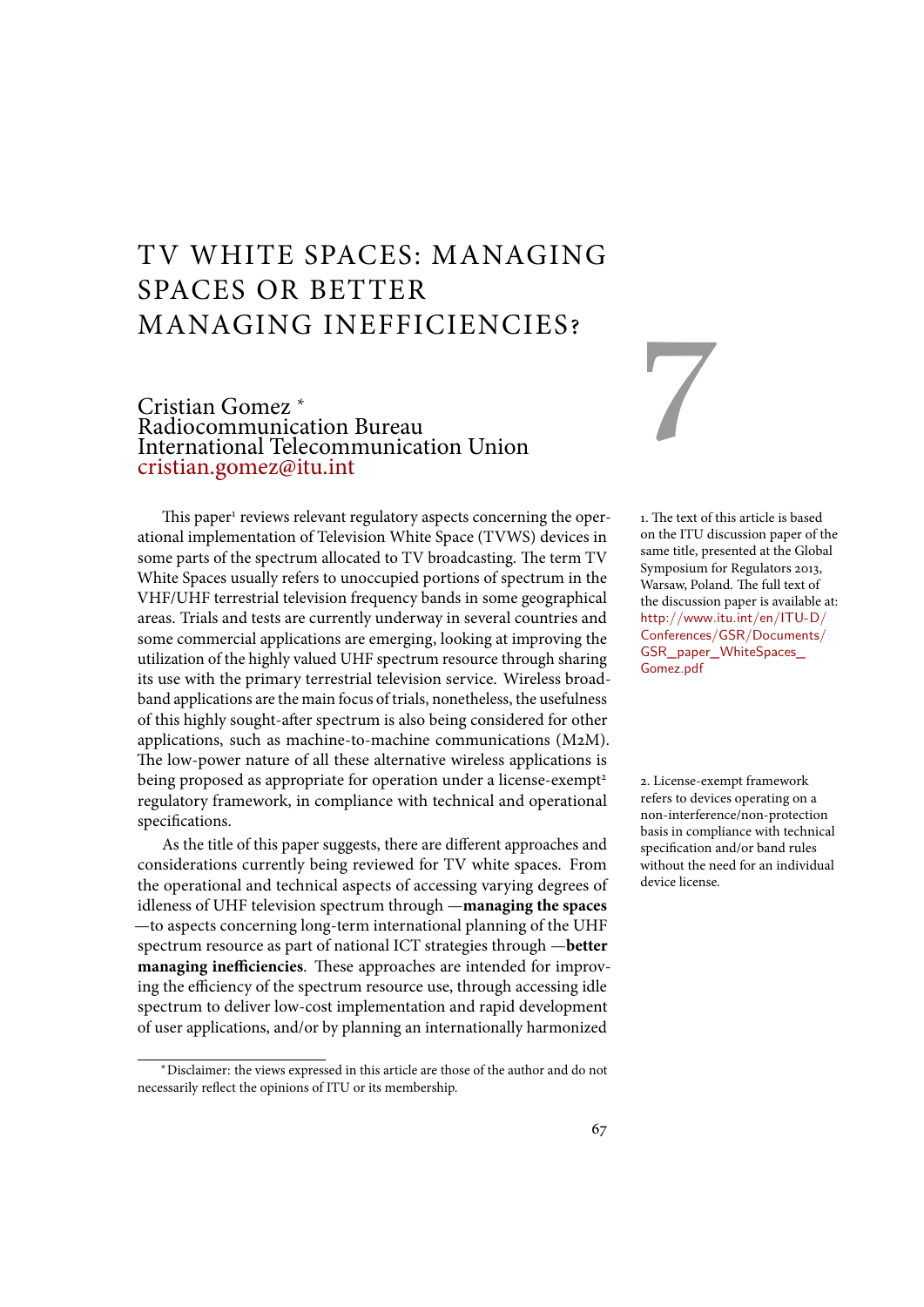# TV WHITE SPACES: MANAGING SPACES OR BETTER MANAGING INEFFICIENCIES?

7

Cristian Gomez *
Radiocommunication Bureau
International Telecommunication Union
cristian.gomez@itu.int

This paper[1] reviews relevant regulatory aspects concerning the operational implementation of Television White Space (TVWS) devices in some parts of the spectrum allocated to TV broadcasting. The term TV White Spaces usually refers to unoccupied portions of spectrum in the VHF/UHF terrestrial television frequency bands in some geographical areas. Trials and tests are currently underway in several countries and some commercial applications are emerging, looking at improving the utilization of the highly valued UHF spectrum resource through sharing its use with the primary terrestrial television service. Wireless broadband applications are the main focus of trials, nonetheless, the usefulness of this highly sought-after spectrum is also being considered for other applications, such as machine-to-machine communications (M2M). The low-power nature of all these alternative wireless applications is being proposed as appropriate for operation under a license-exempt[2] regulatory framework, in compliance with technical and operational specifications.

As the title of this paper suggests, there are different approaches and considerations currently being reviewed for TV white spaces. From the operational and technical aspects of accessing varying degrees of idleness of UHF television spectrum through —**managing the spaces**—to aspects concerning long-term international planning of the UHF spectrum resource as part of national ICT strategies through —**better managing inefficiencies**. These approaches are intended for improving the efficiency of the spectrum resource use, through accessing idle spectrum to deliver low-cost implementation and rapid development of user applications, and/or by planning an internationally harmonized

1. The text of this article is based on the ITU discussion paper of the same title, presented at the Global Symposium for Regulators 2013, Warsaw, Poland. The full text of the discussion paper is available at: http://www.itu.int/en/ITU-D/Conferences/GSR/Documents/GSR_paper_WhiteSpaces_Gomez.pdf

2. License-exempt framework refers to devices operating on a non-interference/non-protection basis in compliance with technical specification and/or band rules without the need for an individual device license.

*Disclaimer: the views expressed in this article are those of the author and do not necessarily reflect the opinions of ITU or its membership.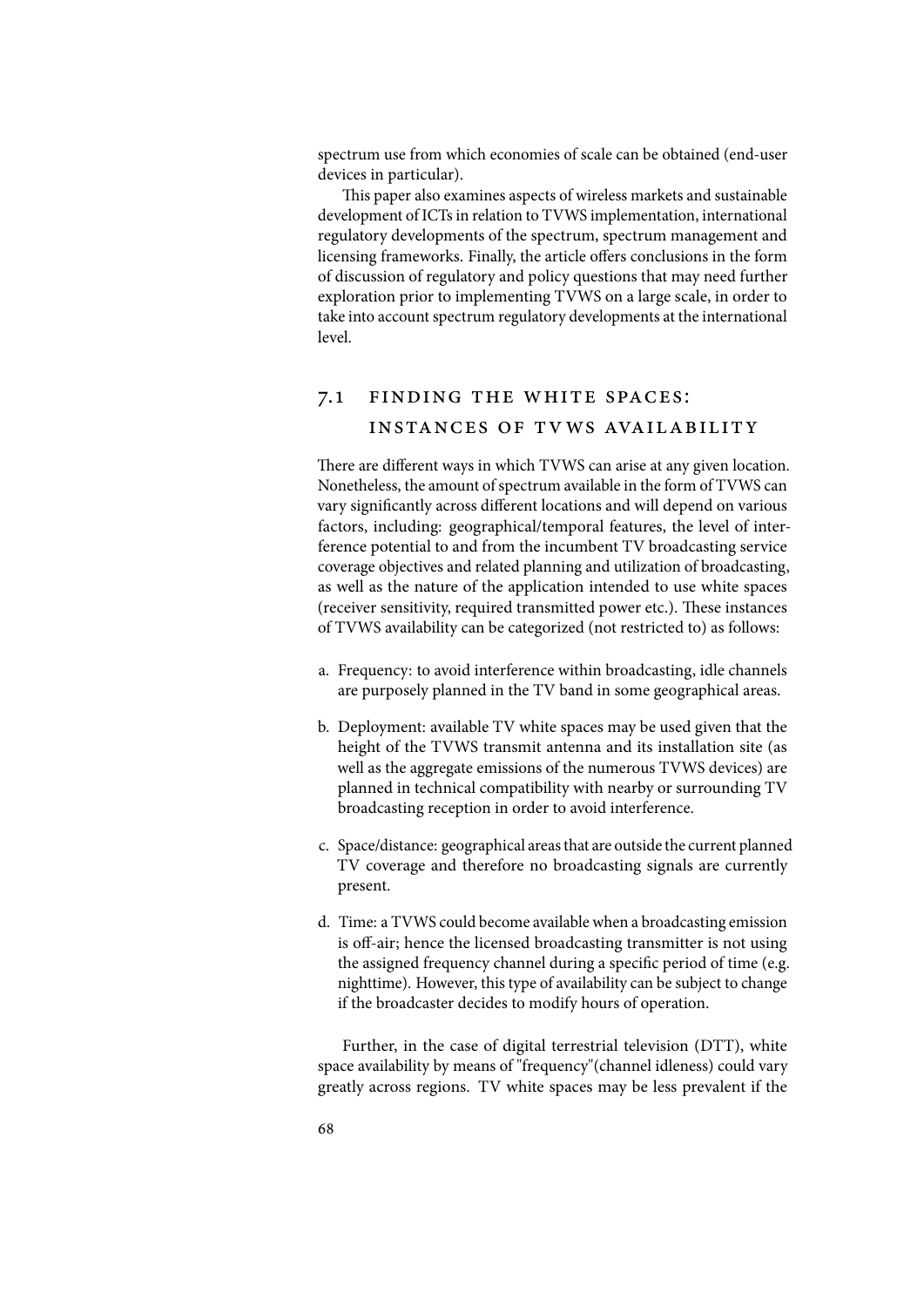spectrum use from which economies of scale can be obtained (end-user devices in particular).

This paper also examines aspects of wireless markets and sustainable development of ICTs in relation to TVWS implementation, international regulatory developments of the spectrum, spectrum management and licensing frameworks. Finally, the article offers conclusions in the form of discussion of regulatory and policy questions that may need further exploration prior to implementing TVWS on a large scale, in order to take into account spectrum regulatory developments at the international level.

## 7.1 FINDING THE WHITE SPACES: INSTANCES OF TVWS AVAILABILITY

There are different ways in which TVWS can arise at any given location. Nonetheless, the amount of spectrum available in the form of TVWS can vary significantly across different locations and will depend on various factors, including: geographical/temporal features, the level of interference potential to and from the incumbent TV broadcasting service coverage objectives and related planning and utilization of broadcasting, as well as the nature of the application intended to use white spaces (receiver sensitivity, required transmitted power etc.). These instances of TVWS availability can be categorized (not restricted to) as follows:

a. Frequency: to avoid interference within broadcasting, idle channels are purposely planned in the TV band in some geographical areas.

b. Deployment: available TV white spaces may be used given that the height of the TVWS transmit antenna and its installation site (as well as the aggregate emissions of the numerous TVWS devices) are planned in technical compatibility with nearby or surrounding TV broadcasting reception in order to avoid interference.

c. Space/distance: geographical areas that are outside the current planned TV coverage and therefore no broadcasting signals are currently present.

d. Time: a TVWS could become available when a broadcasting emission is off-air; hence the licensed broadcasting transmitter is not using the assigned frequency channel during a specific period of time (e.g. nighttime). However, this type of availability can be subject to change if the broadcaster decides to modify hours of operation.

Further, in the case of digital terrestrial television (DTT), white space availability by means of "frequency"(channel idleness) could vary greatly across regions. TV white spaces may be less prevalent if the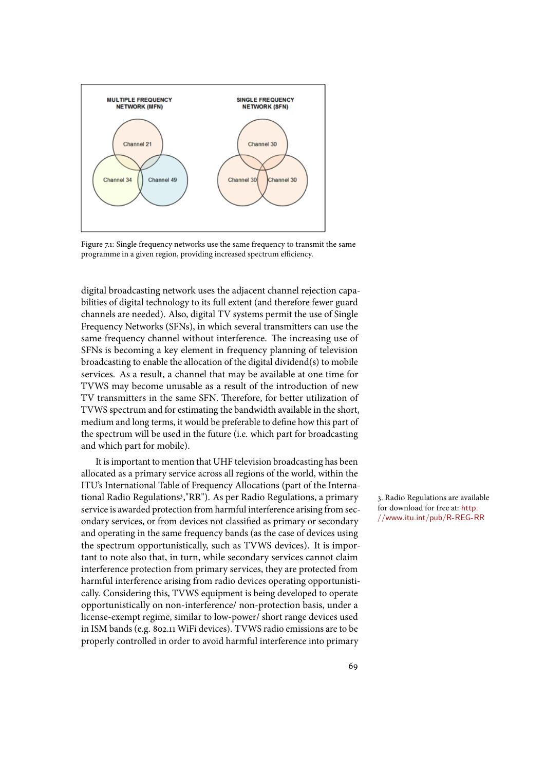Figure 7.1: Single frequency networks use the same frequency to transmit the same programme in a given region, providing increased spectrum efficiency.

digital broadcasting network uses the adjacent channel rejection capabilities of digital technology to its full extent (and therefore fewer guard channels are needed). Also, digital TV systems permit the use of Single Frequency Networks (SFNs), in which several transmitters can use the same frequency channel without interference. The increasing use of SFNs is becoming a key element in frequency planning of television broadcasting to enable the allocation of the digital dividend(s) to mobile services. As a result, a channel that may be available at one time for TVWS may become unusable as a result of the introduction of new TV transmitters in the same SFN. Therefore, for better utilization of TVWS spectrum and for estimating the bandwidth available in the short, medium and long terms, it would be preferable to define how this part of the spectrum will be used in the future (i.e. which part for broadcasting and which part for mobile).

It is important to mention that UHF television broadcasting has been allocated as a primary service across all regions of the world, within the ITU's International Table of Frequency Allocations (part of the International Radio Regulations[3],"RR"). As per Radio Regulations, a primary service is awarded protection from harmful interference arising from secondary services, or from devices not classified as primary or secondary and operating in the same frequency bands (as the case of devices using the spectrum opportunistically, such as TVWS devices). It is important to note also that, in turn, while secondary services cannot claim interference protection from primary services, they are protected from harmful interference arising from radio devices operating opportunistically. Considering this, TVWS equipment is being developed to operate opportunistically on non-interference/ non-protection basis, under a license-exempt regime, similar to low-power/ short range devices used in ISM bands (e.g. 802.11 WiFi devices). TVWS radio emissions are to be properly controlled in order to avoid harmful interference into primary

3. Radio Regulations are available for download for free at: http://www.itu.int/pub/R-REG-RR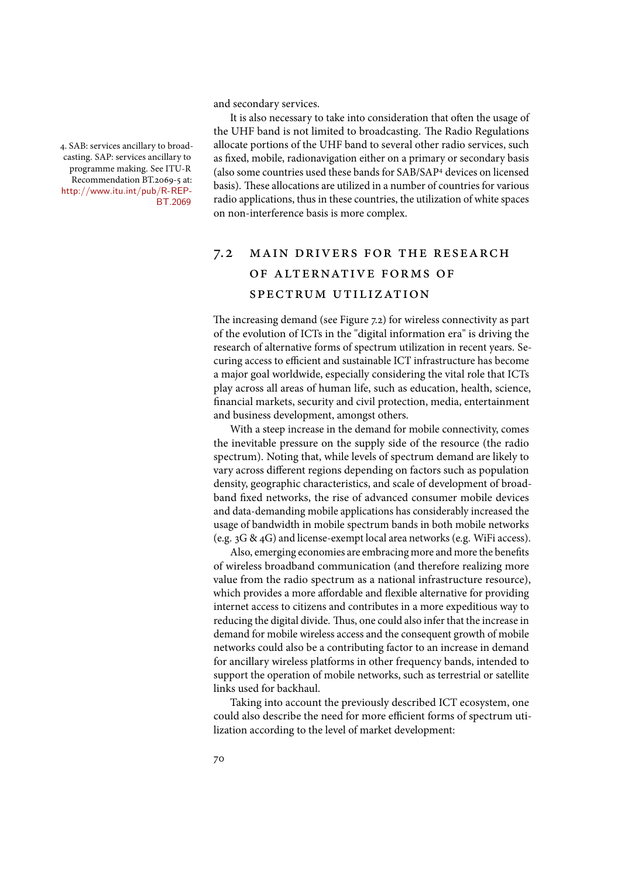and secondary services.

It is also necessary to take into consideration that often the usage of the UHF band is not limited to broadcasting. The Radio Regulations allocate portions of the UHF band to several other radio services, such as fixed, mobile, radionavigation either on a primary or secondary basis (also some countries used these bands for SAB/SAP[4] devices on licensed basis). These allocations are utilized in a number of countries for various radio applications, thus in these countries, the utilization of white spaces on non-interference basis is more complex.

4. SAB: services ancillary to broadcasting. SAP: services ancillary to programme making. See ITU-R Recommendation BT.2069-5 at: http://www.itu.int/pub/R-REP-BT.2069

## 7.2 MAIN DRIVERS FOR THE RESEARCH OF ALTERNATIVE FORMS OF SPECTRUM UTILIZATION

The increasing demand (see Figure 7.2) for wireless connectivity as part of the evolution of ICTs in the "digital information era" is driving the research of alternative forms of spectrum utilization in recent years. Securing access to efficient and sustainable ICT infrastructure has become a major goal worldwide, especially considering the vital role that ICTs play across all areas of human life, such as education, health, science, financial markets, security and civil protection, media, entertainment and business development, amongst others.

With a steep increase in the demand for mobile connectivity, comes the inevitable pressure on the supply side of the resource (the radio spectrum). Noting that, while levels of spectrum demand are likely to vary across different regions depending on factors such as population density, geographic characteristics, and scale of development of broadband fixed networks, the rise of advanced consumer mobile devices and data-demanding mobile applications has considerably increased the usage of bandwidth in mobile spectrum bands in both mobile networks (e.g. 3G & 4G) and license-exempt local area networks (e.g. WiFi access).

Also, emerging economies are embracing more and more the benefits of wireless broadband communication (and therefore realizing more value from the radio spectrum as a national infrastructure resource), which provides a more affordable and flexible alternative for providing internet access to citizens and contributes in a more expeditious way to reducing the digital divide. Thus, one could also infer that the increase in demand for mobile wireless access and the consequent growth of mobile networks could also be a contributing factor to an increase in demand for ancillary wireless platforms in other frequency bands, intended to support the operation of mobile networks, such as terrestrial or satellite links used for backhaul.

Taking into account the previously described ICT ecosystem, one could also describe the need for more efficient forms of spectrum utilization according to the level of market development: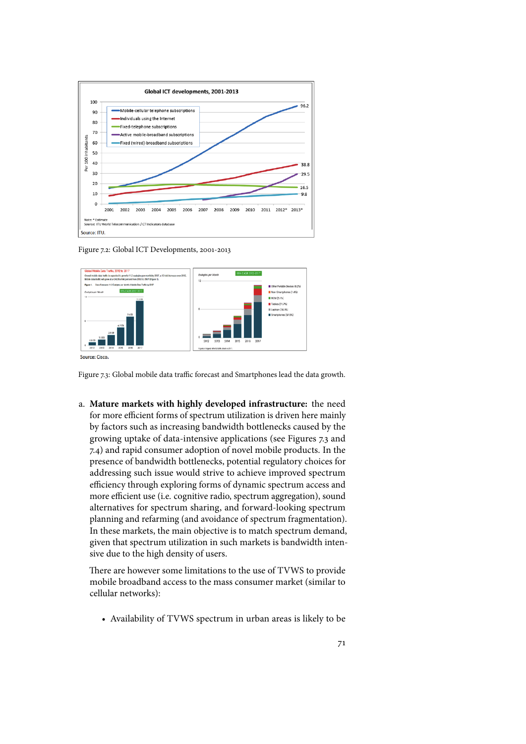Figure 7.2: Global ICT Developments, 2001-2013

Figure 7.3: Global mobile data traffic forecast and Smartphones lead the data growth.

a. **Mature markets with highly developed infrastructure:** the need for more efficient forms of spectrum utilization is driven here mainly by factors such as increasing bandwidth bottlenecks caused by the growing uptake of data-intensive applications (see Figures 7.3 and 7.4) and rapid consumer adoption of novel mobile products. In the presence of bandwidth bottlenecks, potential regulatory choices for addressing such issue would strive to achieve improved spectrum efficiency through exploring forms of dynamic spectrum access and more efficient use (i.e. cognitive radio, spectrum aggregation), sound alternatives for spectrum sharing, and forward-looking spectrum planning and refarming (and avoidance of spectrum fragmentation). In these markets, the main objective is to match spectrum demand, given that spectrum utilization in such markets is bandwidth intensive due to the high density of users.

   There are however some limitations to the use of TVWS to provide mobile broadband access to the mass consumer market (similar to cellular networks):

   - Availability of TVWS spectrum in urban areas is likely to be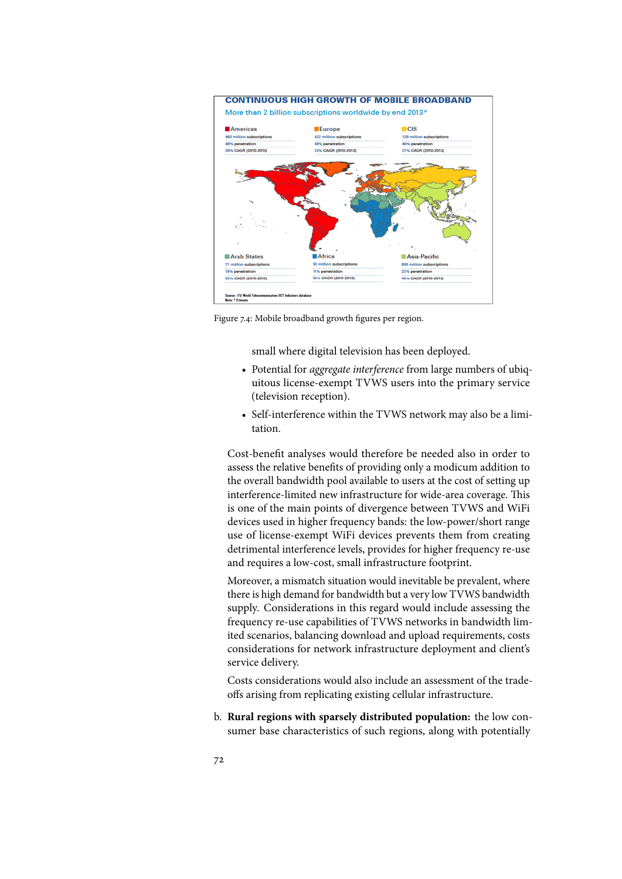**CONTINUOUS HIGH GROWTH OF MOBILE BROADBAND**

More than 2 billion subscriptions worldwide by end 2013*

| Americas | Europe | CIS |
|---|---|---|
| 460 million subscriptions | 422 million subscriptions | 129 million subscriptions |
| 48% penetration | 68% penetration | 46% penetration |
| 28% CAGR (2010-2013) | 33% CAGR (2010-2013) | 27% CAGR (2010-2013) |

| Arab States | Africa | Asia-Pacific |
|---|---|---|
| 71 million subscriptions | 93 million subscriptions | 895 million subscriptions |
| 19% penetration | 11% penetration | 22% penetration |
| 55% CAGR (2010-2013) | 82% CAGR (2010-2013) | 45% CAGR (2010-2013) |

Source: ITU World Telecommunication/ICT Indicators database
Note: * Estimate

Figure 7.4: Mobile broadband growth figures per region.

small where digital television has been deployed.

- Potential for *aggregate interference* from large numbers of ubiquitous license-exempt TVWS users into the primary service (television reception).
- Self-interference within the TVWS network may also be a limitation.

Cost-benefit analyses would therefore be needed also in order to assess the relative benefits of providing only a modicum addition to the overall bandwidth pool available to users at the cost of setting up interference-limited new infrastructure for wide-area coverage. This is one of the main points of divergence between TVWS and WiFi devices used in higher frequency bands: the low-power/short range use of license-exempt WiFi devices prevents them from creating detrimental interference levels, provides for higher frequency re-use and requires a low-cost, small infrastructure footprint.

Moreover, a mismatch situation would inevitable be prevalent, where there is high demand for bandwidth but a very low TVWS bandwidth supply. Considerations in this regard would include assessing the frequency re-use capabilities of TVWS networks in bandwidth limited scenarios, balancing download and upload requirements, costs considerations for network infrastructure deployment and client's service delivery.

Costs considerations would also include an assessment of the trade-offs arising from replicating existing cellular infrastructure.

b. **Rural regions with sparsely distributed population:** the low consumer base characteristics of such regions, along with potentially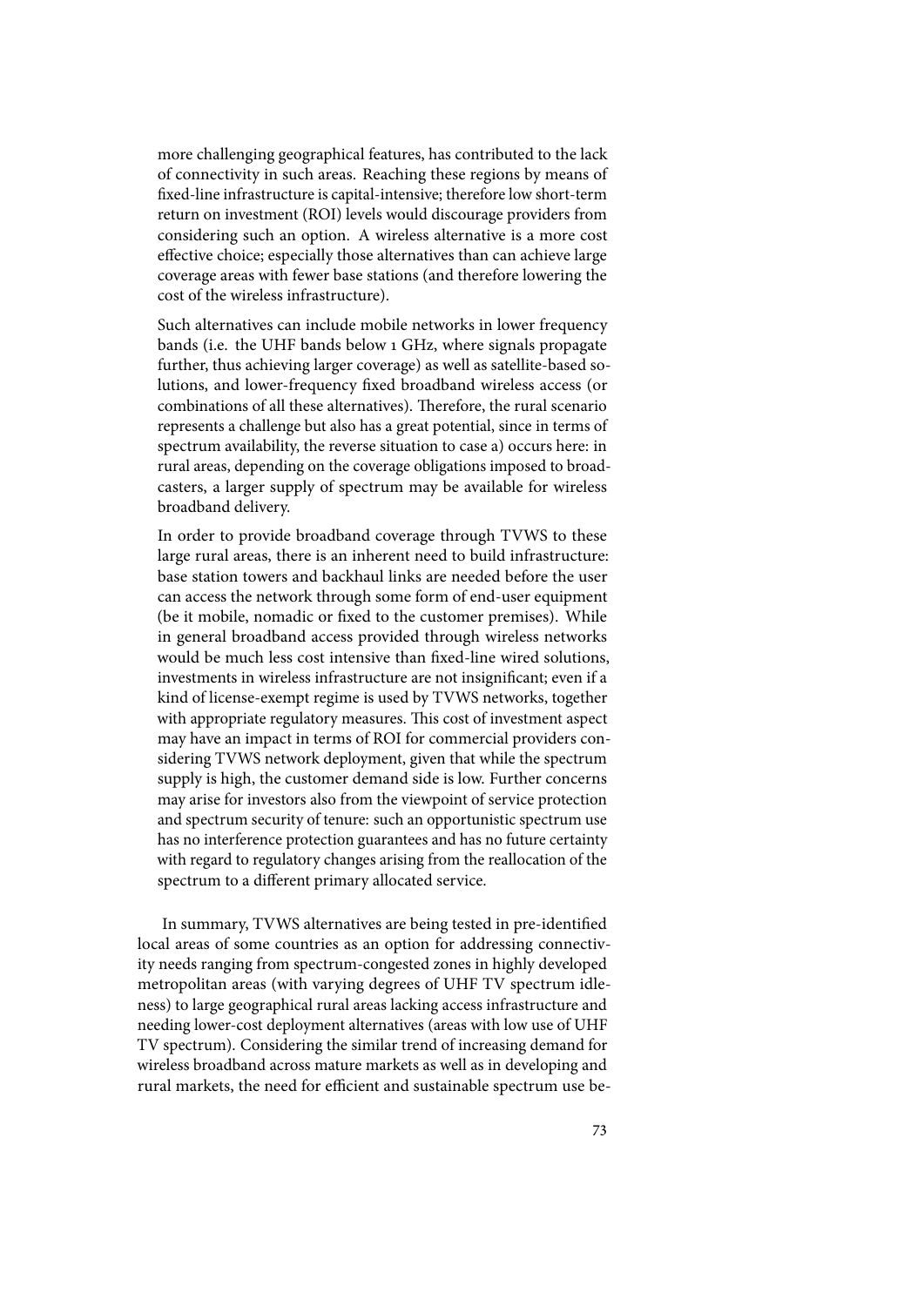more challenging geographical features, has contributed to the lack of connectivity in such areas. Reaching these regions by means of fixed-line infrastructure is capital-intensive; therefore low short-term return on investment (ROI) levels would discourage providers from considering such an option. A wireless alternative is a more cost effective choice; especially those alternatives than can achieve large coverage areas with fewer base stations (and therefore lowering the cost of the wireless infrastructure).

Such alternatives can include mobile networks in lower frequency bands (i.e. the UHF bands below 1 GHz, where signals propagate further, thus achieving larger coverage) as well as satellite-based solutions, and lower-frequency fixed broadband wireless access (or combinations of all these alternatives). Therefore, the rural scenario represents a challenge but also has a great potential, since in terms of spectrum availability, the reverse situation to case a) occurs here: in rural areas, depending on the coverage obligations imposed to broadcasters, a larger supply of spectrum may be available for wireless broadband delivery.

In order to provide broadband coverage through TVWS to these large rural areas, there is an inherent need to build infrastructure: base station towers and backhaul links are needed before the user can access the network through some form of end-user equipment (be it mobile, nomadic or fixed to the customer premises). While in general broadband access provided through wireless networks would be much less cost intensive than fixed-line wired solutions, investments in wireless infrastructure are not insignificant; even if a kind of license-exempt regime is used by TVWS networks, together with appropriate regulatory measures. This cost of investment aspect may have an impact in terms of ROI for commercial providers considering TVWS network deployment, given that while the spectrum supply is high, the customer demand side is low. Further concerns may arise for investors also from the viewpoint of service protection and spectrum security of tenure: such an opportunistic spectrum use has no interference protection guarantees and has no future certainty with regard to regulatory changes arising from the reallocation of the spectrum to a different primary allocated service.

In summary, TVWS alternatives are being tested in pre-identified local areas of some countries as an option for addressing connectivity needs ranging from spectrum-congested zones in highly developed metropolitan areas (with varying degrees of UHF TV spectrum idleness) to large geographical rural areas lacking access infrastructure and needing lower-cost deployment alternatives (areas with low use of UHF TV spectrum). Considering the similar trend of increasing demand for wireless broadband across mature markets as well as in developing and rural markets, the need for efficient and sustainable spectrum use be-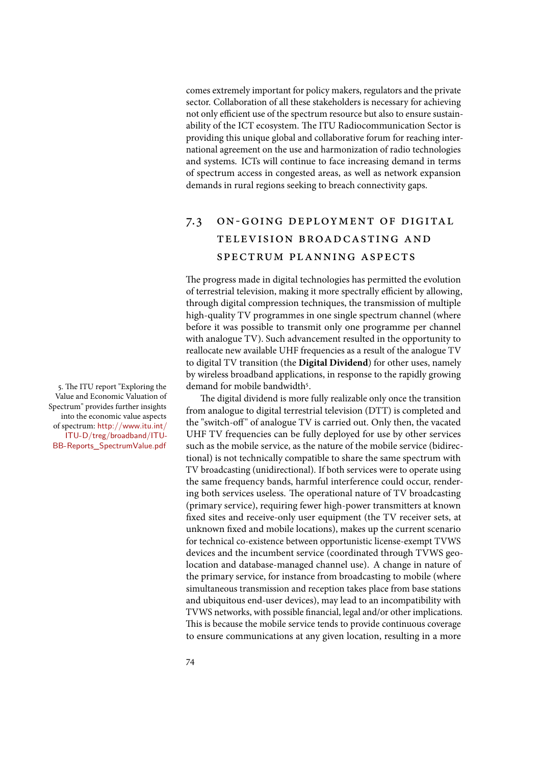comes extremely important for policy makers, regulators and the private sector. Collaboration of all these stakeholders is necessary for achieving not only efficient use of the spectrum resource but also to ensure sustainability of the ICT ecosystem. The ITU Radiocommunication Sector is providing this unique global and collaborative forum for reaching international agreement on the use and harmonization of radio technologies and systems. ICTs will continue to face increasing demand in terms of spectrum access in congested areas, as well as network expansion demands in rural regions seeking to breach connectivity gaps.

## 7.3 ON-GOING DEPLOYMENT OF DIGITAL TELEVISION BROADCASTING AND SPECTRUM PLANNING ASPECTS

The progress made in digital technologies has permitted the evolution of terrestrial television, making it more spectrally efficient by allowing, through digital compression techniques, the transmission of multiple high-quality TV programmes in one single spectrum channel (where before it was possible to transmit only one programme per channel with analogue TV). Such advancement resulted in the opportunity to reallocate new available UHF frequencies as a result of the analogue TV to digital TV transition (the **Digital Dividend**) for other uses, namely by wireless broadband applications, in response to the rapidly growing demand for mobile bandwidth[5].

The digital dividend is more fully realizable only once the transition from analogue to digital terrestrial television (DTT) is completed and the "switch-off" of analogue TV is carried out. Only then, the vacated UHF TV frequencies can be fully deployed for use by other services such as the mobile service, as the nature of the mobile service (bidirectional) is not technically compatible to share the same spectrum with TV broadcasting (unidirectional). If both services were to operate using the same frequency bands, harmful interference could occur, rendering both services useless. The operational nature of TV broadcasting (primary service), requiring fewer high-power transmitters at known fixed sites and receive-only user equipment (the TV receiver sets, at unknown fixed and mobile locations), makes up the current scenario for technical co-existence between opportunistic license-exempt TVWS devices and the incumbent service (coordinated through TVWS geolocation and database-managed channel use). A change in nature of the primary service, for instance from broadcasting to mobile (where simultaneous transmission and reception takes place from base stations and ubiquitous end-user devices), may lead to an incompatibility with TVWS networks, with possible financial, legal and/or other implications. This is because the mobile service tends to provide continuous coverage to ensure communications at any given location, resulting in a more

5. The ITU report "Exploring the Value and Economic Valuation of Spectrum" provides further insights into the economic value aspects of spectrum: http://www.itu.int/ITU-D/treg/broadband/ITU-BB-Reports_SpectrumValue.pdf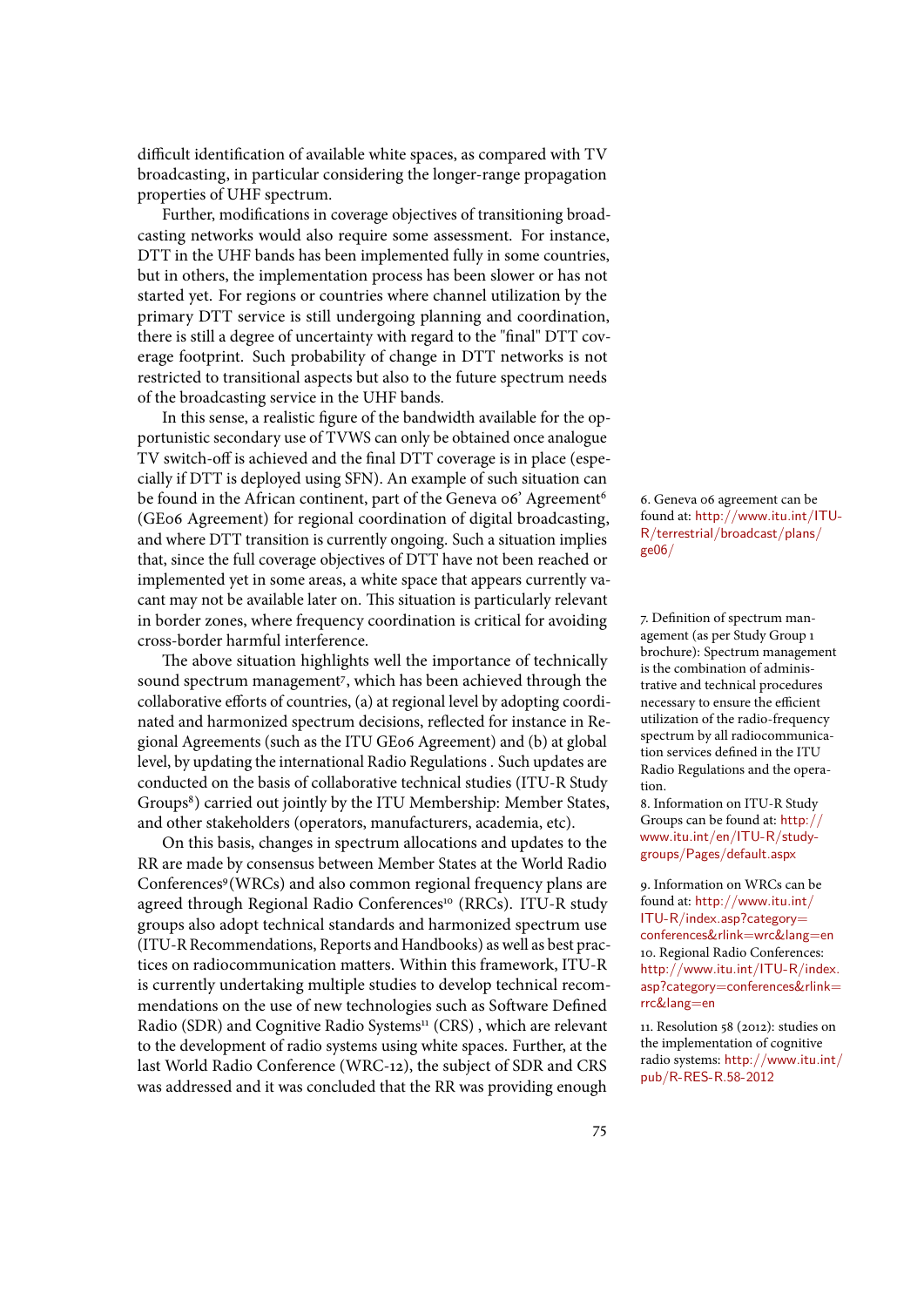difficult identification of available white spaces, as compared with TV broadcasting, in particular considering the longer-range propagation properties of UHF spectrum.

Further, modifications in coverage objectives of transitioning broadcasting networks would also require some assessment. For instance, DTT in the UHF bands has been implemented fully in some countries, but in others, the implementation process has been slower or has not started yet. For regions or countries where channel utilization by the primary DTT service is still undergoing planning and coordination, there is still a degree of uncertainty with regard to the "final" DTT coverage footprint. Such probability of change in DTT networks is not restricted to transitional aspects but also to the future spectrum needs of the broadcasting service in the UHF bands.

In this sense, a realistic figure of the bandwidth available for the opportunistic secondary use of TVWS can only be obtained once analogue TV switch-off is achieved and the final DTT coverage is in place (especially if DTT is deployed using SFN). An example of such situation can be found in the African continent, part of the Geneva 06' Agreement[6] (GE06 Agreement) for regional coordination of digital broadcasting, and where DTT transition is currently ongoing. Such a situation implies that, since the full coverage objectives of DTT have not been reached or implemented yet in some areas, a white space that appears currently vacant may not be available later on. This situation is particularly relevant in border zones, where frequency coordination is critical for avoiding cross-border harmful interference.

The above situation highlights well the importance of technically sound spectrum management[7], which has been achieved through the collaborative efforts of countries, (a) at regional level by adopting coordinated and harmonized spectrum decisions, reflected for instance in Regional Agreements (such as the ITU GE06 Agreement) and (b) at global level, by updating the international Radio Regulations . Such updates are conducted on the basis of collaborative technical studies (ITU-R Study Groups[8]) carried out jointly by the ITU Membership: Member States, and other stakeholders (operators, manufacturers, academia, etc).

On this basis, changes in spectrum allocations and updates to the RR are made by consensus between Member States at the World Radio Conferences[9](WRCs) and also common regional frequency plans are agreed through Regional Radio Conferences[10] (RRCs). ITU-R study groups also adopt technical standards and harmonized spectrum use (ITU-R Recommendations, Reports and Handbooks) as well as best practices on radiocommunication matters. Within this framework, ITU-R is currently undertaking multiple studies to develop technical recommendations on the use of new technologies such as Software Defined Radio (SDR) and Cognitive Radio Systems[11] (CRS) , which are relevant to the development of radio systems using white spaces. Further, at the last World Radio Conference (WRC-12), the subject of SDR and CRS was addressed and it was concluded that the RR was providing enough

6. Geneva 06 agreement can be found at: http://www.itu.int/ITU-R/terrestrial/broadcast/plans/ge06/

7. Definition of spectrum management (as per Study Group 1 brochure): Spectrum management is the combination of administrative and technical procedures necessary to ensure the efficient utilization of the radio-frequency spectrum by all radiocommunication services defined in the ITU Radio Regulations and the operation.

8. Information on ITU-R Study Groups can be found at: http://www.itu.int/en/ITU-R/study-groups/Pages/default.aspx

9. Information on WRCs can be found at: http://www.itu.int/ITU-R/index.asp?category=conferences&rlink=wrc&lang=en

10. Regional Radio Conferences: http://www.itu.int/ITU-R/index.asp?category=conferences&rlink=rrc&lang=en

11. Resolution 58 (2012): studies on the implementation of cognitive radio systems: http://www.itu.int/pub/R-RES-R.58-2012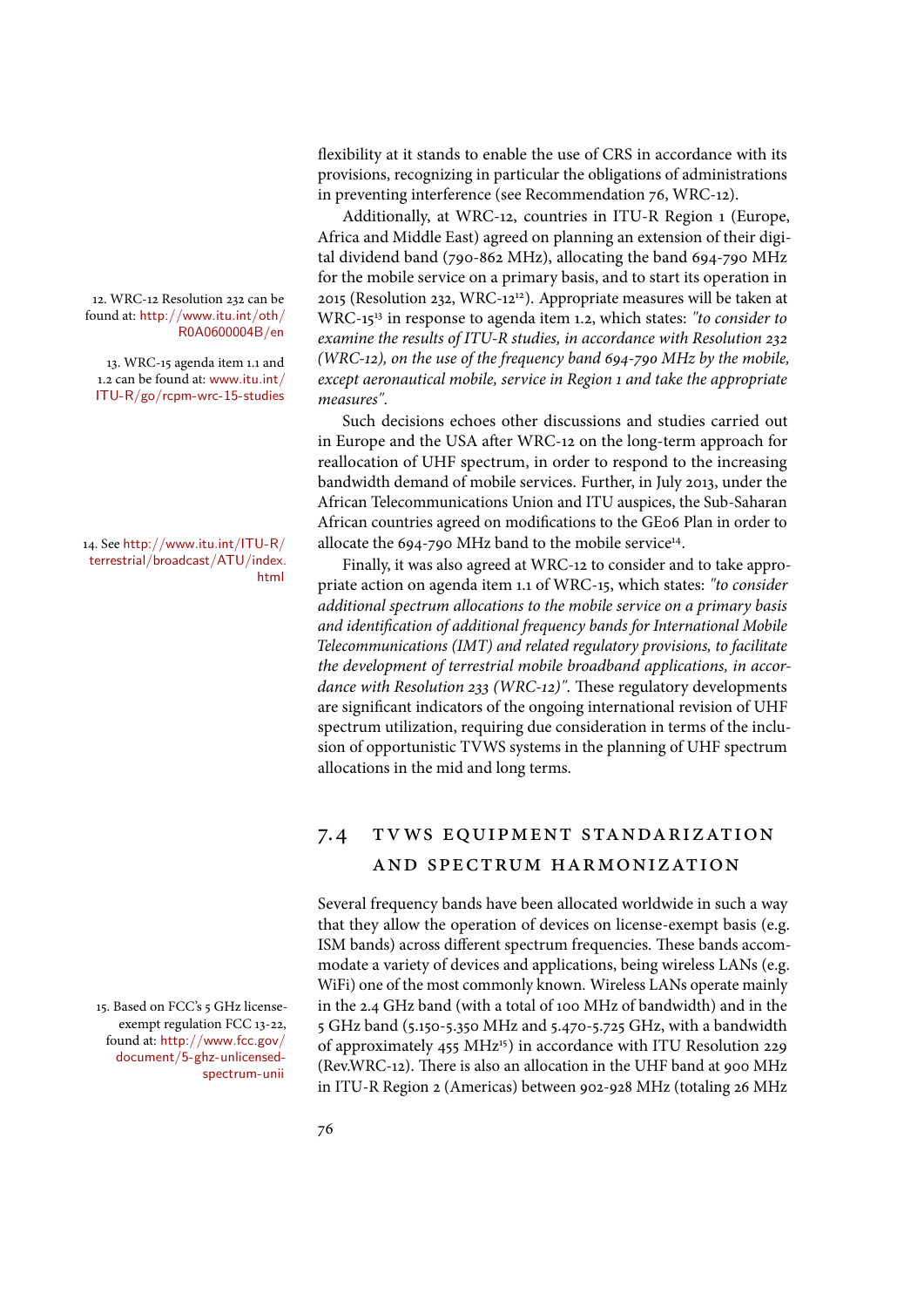flexibility at it stands to enable the use of CRS in accordance with its provisions, recognizing in particular the obligations of administrations in preventing interference (see Recommendation 76, WRC-12).

Additionally, at WRC-12, countries in ITU-R Region 1 (Europe, Africa and Middle East) agreed on planning an extension of their digital dividend band (790-862 MHz), allocating the band 694-790 MHz for the mobile service on a primary basis, and to start its operation in 2015 (Resolution 232, WRC-12[12]). Appropriate measures will be taken at WRC-15[13] in response to agenda item 1.2, which states: *"to consider to examine the results of ITU-R studies, in accordance with Resolution 232 (WRC-12), on the use of the frequency band 694-790 MHz by the mobile, except aeronautical mobile, service in Region 1 and take the appropriate measures"*.

Such decisions echoes other discussions and studies carried out in Europe and the USA after WRC-12 on the long-term approach for reallocation of UHF spectrum, in order to respond to the increasing bandwidth demand of mobile services. Further, in July 2013, under the African Telecommunications Union and ITU auspices, the Sub-Saharan African countries agreed on modifications to the GE06 Plan in order to allocate the 694-790 MHz band to the mobile service[14].

Finally, it was also agreed at WRC-12 to consider and to take appropriate action on agenda item 1.1 of WRC-15, which states: *"to consider additional spectrum allocations to the mobile service on a primary basis and identification of additional frequency bands for International Mobile Telecommunications (IMT) and related regulatory provisions, to facilitate the development of terrestrial mobile broadband applications, in accordance with Resolution 233 (WRC-12)"*. These regulatory developments are significant indicators of the ongoing international revision of UHF spectrum utilization, requiring due consideration in terms of the inclusion of opportunistic TVWS systems in the planning of UHF spectrum allocations in the mid and long terms.

12. WRC-12 Resolution 232 can be found at: http://www.itu.int/oth/R0A0600004B/en

13. WRC-15 agenda item 1.1 and 1.2 can be found at: www.itu.int/ITU-R/go/rcpm-wrc-15-studies

14. See http://www.itu.int/ITU-R/terrestrial/broadcast/ATU/index.html

## 7.4 TVWS EQUIPMENT STANDARIZATION AND SPECTRUM HARMONIZATION

Several frequency bands have been allocated worldwide in such a way that they allow the operation of devices on license-exempt basis (e.g. ISM bands) across different spectrum frequencies. These bands accommodate a variety of devices and applications, being wireless LANs (e.g. WiFi) one of the most commonly known. Wireless LANs operate mainly in the 2.4 GHz band (with a total of 100 MHz of bandwidth) and in the 5 GHz band (5.150-5.350 MHz and 5.470-5.725 GHz, with a bandwidth of approximately 455 MHz[15]) in accordance with ITU Resolution 229 (Rev.WRC-12). There is also an allocation in the UHF band at 900 MHz in ITU-R Region 2 (Americas) between 902-928 MHz (totaling 26 MHz

15. Based on FCC's 5 GHz license-exempt regulation FCC 13-22, found at: http://www.fcc.gov/document/5-ghz-unlicensed-spectrum-unii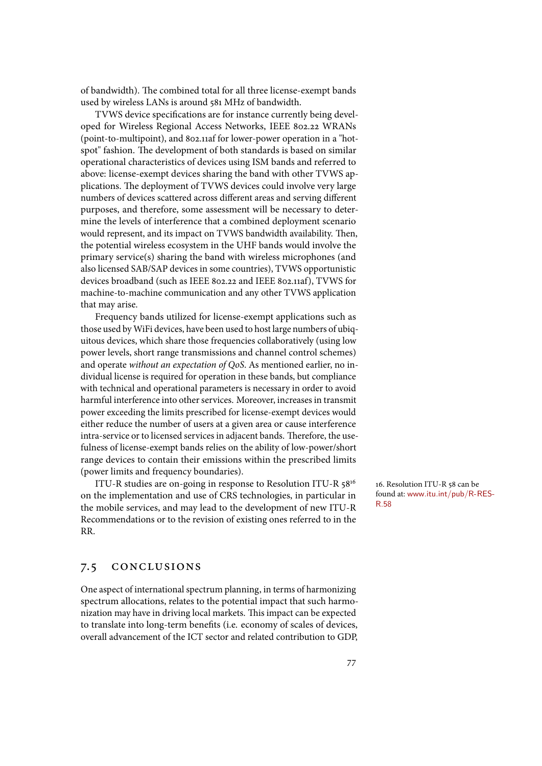of bandwidth). The combined total for all three license-exempt bands used by wireless LANs is around 581 MHz of bandwidth.

TVWS device specifications are for instance currently being developed for Wireless Regional Access Networks, IEEE 802.22 WRANs (point-to-multipoint), and 802.11af for lower-power operation in a "hot-spot" fashion. The development of both standards is based on similar operational characteristics of devices using ISM bands and referred to above: license-exempt devices sharing the band with other TVWS applications. The deployment of TVWS devices could involve very large numbers of devices scattered across different areas and serving different purposes, and therefore, some assessment will be necessary to determine the levels of interference that a combined deployment scenario would represent, and its impact on TVWS bandwidth availability. Then, the potential wireless ecosystem in the UHF bands would involve the primary service(s) sharing the band with wireless microphones (and also licensed SAB/SAP devices in some countries), TVWS opportunistic devices broadband (such as IEEE 802.22 and IEEE 802.11af), TVWS for machine-to-machine communication and any other TVWS application that may arise.

Frequency bands utilized for license-exempt applications such as those used by WiFi devices, have been used to host large numbers of ubiquitous devices, which share those frequencies collaboratively (using low power levels, short range transmissions and channel control schemes) and operate *without an expectation of QoS*. As mentioned earlier, no individual license is required for operation in these bands, but compliance with technical and operational parameters is necessary in order to avoid harmful interference into other services. Moreover, increases in transmit power exceeding the limits prescribed for license-exempt devices would either reduce the number of users at a given area or cause interference intra-service or to licensed services in adjacent bands. Therefore, the usefulness of license-exempt bands relies on the ability of low-power/short range devices to contain their emissions within the prescribed limits (power limits and frequency boundaries).

ITU-R studies are on-going in response to Resolution ITU-R 58[16] on the implementation and use of CRS technologies, in particular in the mobile services, and may lead to the development of new ITU-R Recommendations or to the revision of existing ones referred to in the RR.

16. Resolution ITU-R 58 can be found at: www.itu.int/pub/R-RES-R.58

## 7.5 CONCLUSIONS

One aspect of international spectrum planning, in terms of harmonizing spectrum allocations, relates to the potential impact that such harmonization may have in driving local markets. This impact can be expected to translate into long-term benefits (i.e. economy of scales of devices, overall advancement of the ICT sector and related contribution to GDP,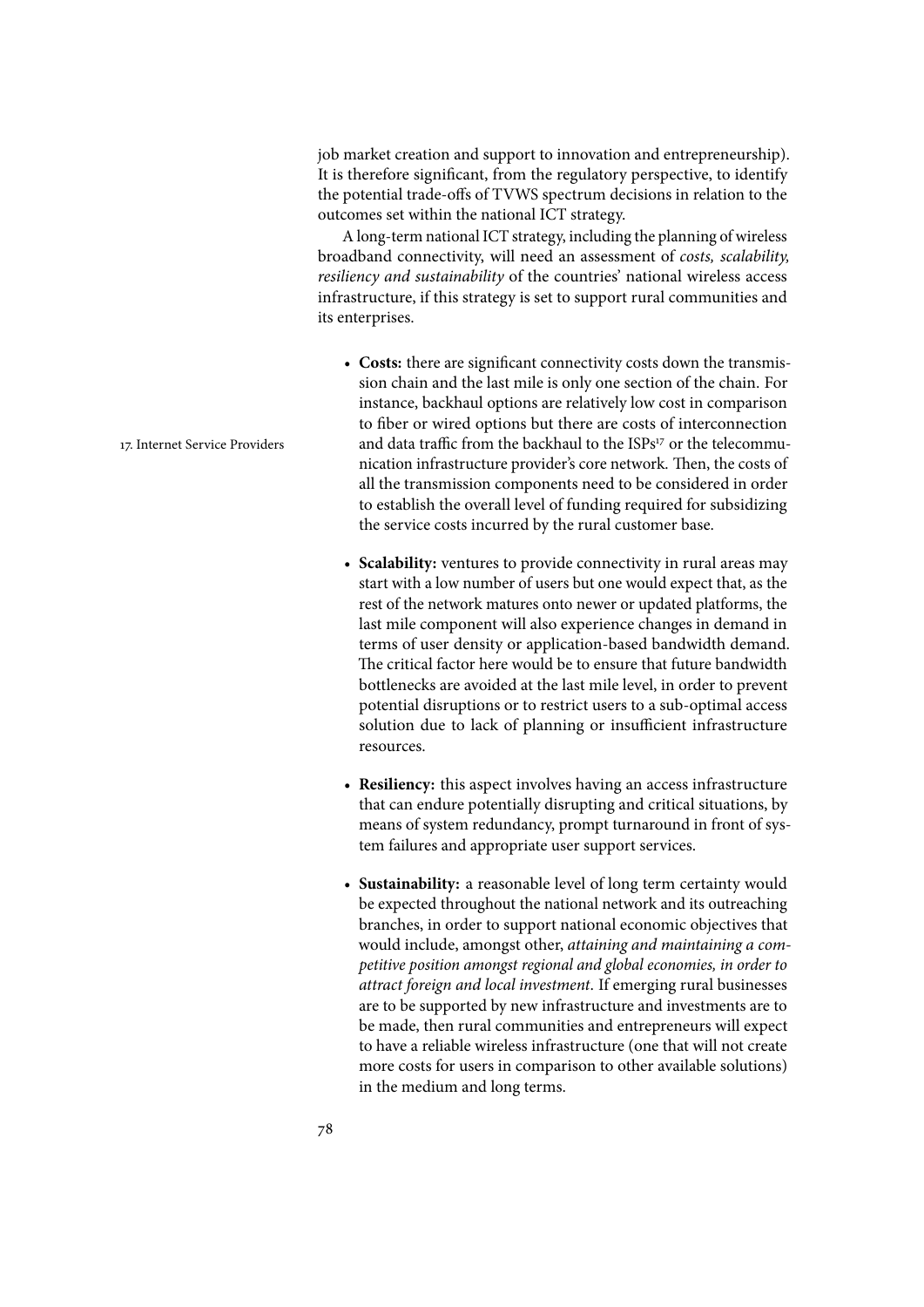job market creation and support to innovation and entrepreneurship). It is therefore significant, from the regulatory perspective, to identify the potential trade-offs of TVWS spectrum decisions in relation to the outcomes set within the national ICT strategy.

A long-term national ICT strategy, including the planning of wireless broadband connectivity, will need an assessment of *costs, scalability, resiliency and sustainability* of the countries' national wireless access infrastructure, if this strategy is set to support rural communities and its enterprises.

- **Costs:** there are significant connectivity costs down the transmission chain and the last mile is only one section of the chain. For instance, backhaul options are relatively low cost in comparison to fiber or wired options but there are costs of interconnection and data traffic from the backhaul to the ISPs[17] or the telecommunication infrastructure provider's core network. Then, the costs of all the transmission components need to be considered in order to establish the overall level of funding required for subsidizing the service costs incurred by the rural customer base.

- **Scalability:** ventures to provide connectivity in rural areas may start with a low number of users but one would expect that, as the rest of the network matures onto newer or updated platforms, the last mile component will also experience changes in demand in terms of user density or application-based bandwidth demand. The critical factor here would be to ensure that future bandwidth bottlenecks are avoided at the last mile level, in order to prevent potential disruptions or to restrict users to a sub-optimal access solution due to lack of planning or insufficient infrastructure resources.

- **Resiliency:** this aspect involves having an access infrastructure that can endure potentially disrupting and critical situations, by means of system redundancy, prompt turnaround in front of system failures and appropriate user support services.

- **Sustainability:** a reasonable level of long term certainty would be expected throughout the national network and its outreaching branches, in order to support national economic objectives that would include, amongst other, *attaining and maintaining a competitive position amongst regional and global economies, in order to attract foreign and local investment*. If emerging rural businesses are to be supported by new infrastructure and investments are to be made, then rural communities and entrepreneurs will expect to have a reliable wireless infrastructure (one that will not create more costs for users in comparison to other available solutions) in the medium and long terms.

17. Internet Service Providers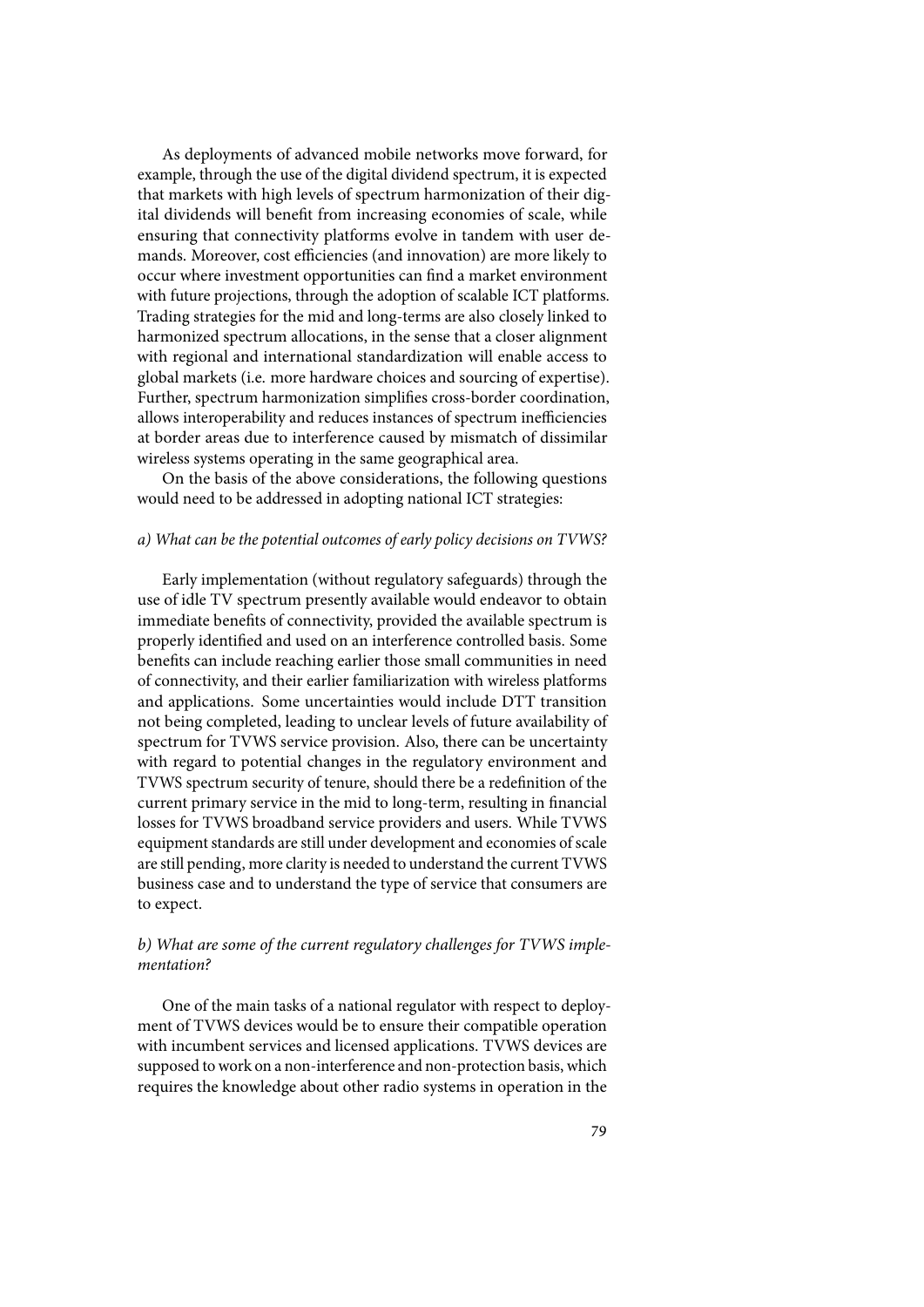As deployments of advanced mobile networks move forward, for example, through the use of the digital dividend spectrum, it is expected that markets with high levels of spectrum harmonization of their digital dividends will benefit from increasing economies of scale, while ensuring that connectivity platforms evolve in tandem with user demands. Moreover, cost efficiencies (and innovation) are more likely to occur where investment opportunities can find a market environment with future projections, through the adoption of scalable ICT platforms. Trading strategies for the mid and long-terms are also closely linked to harmonized spectrum allocations, in the sense that a closer alignment with regional and international standardization will enable access to global markets (i.e. more hardware choices and sourcing of expertise). Further, spectrum harmonization simplifies cross-border coordination, allows interoperability and reduces instances of spectrum inefficiencies at border areas due to interference caused by mismatch of dissimilar wireless systems operating in the same geographical area.

On the basis of the above considerations, the following questions would need to be addressed in adopting national ICT strategies:

*a) What can be the potential outcomes of early policy decisions on TVWS?*

Early implementation (without regulatory safeguards) through the use of idle TV spectrum presently available would endeavor to obtain immediate benefits of connectivity, provided the available spectrum is properly identified and used on an interference controlled basis. Some benefits can include reaching earlier those small communities in need of connectivity, and their earlier familiarization with wireless platforms and applications. Some uncertainties would include DTT transition not being completed, leading to unclear levels of future availability of spectrum for TVWS service provision. Also, there can be uncertainty with regard to potential changes in the regulatory environment and TVWS spectrum security of tenure, should there be a redefinition of the current primary service in the mid to long-term, resulting in financial losses for TVWS broadband service providers and users. While TVWS equipment standards are still under development and economies of scale are still pending, more clarity is needed to understand the current TVWS business case and to understand the type of service that consumers are to expect.

*b) What are some of the current regulatory challenges for TVWS implementation?*

One of the main tasks of a national regulator with respect to deployment of TVWS devices would be to ensure their compatible operation with incumbent services and licensed applications. TVWS devices are supposed to work on a non-interference and non-protection basis, which requires the knowledge about other radio systems in operation in the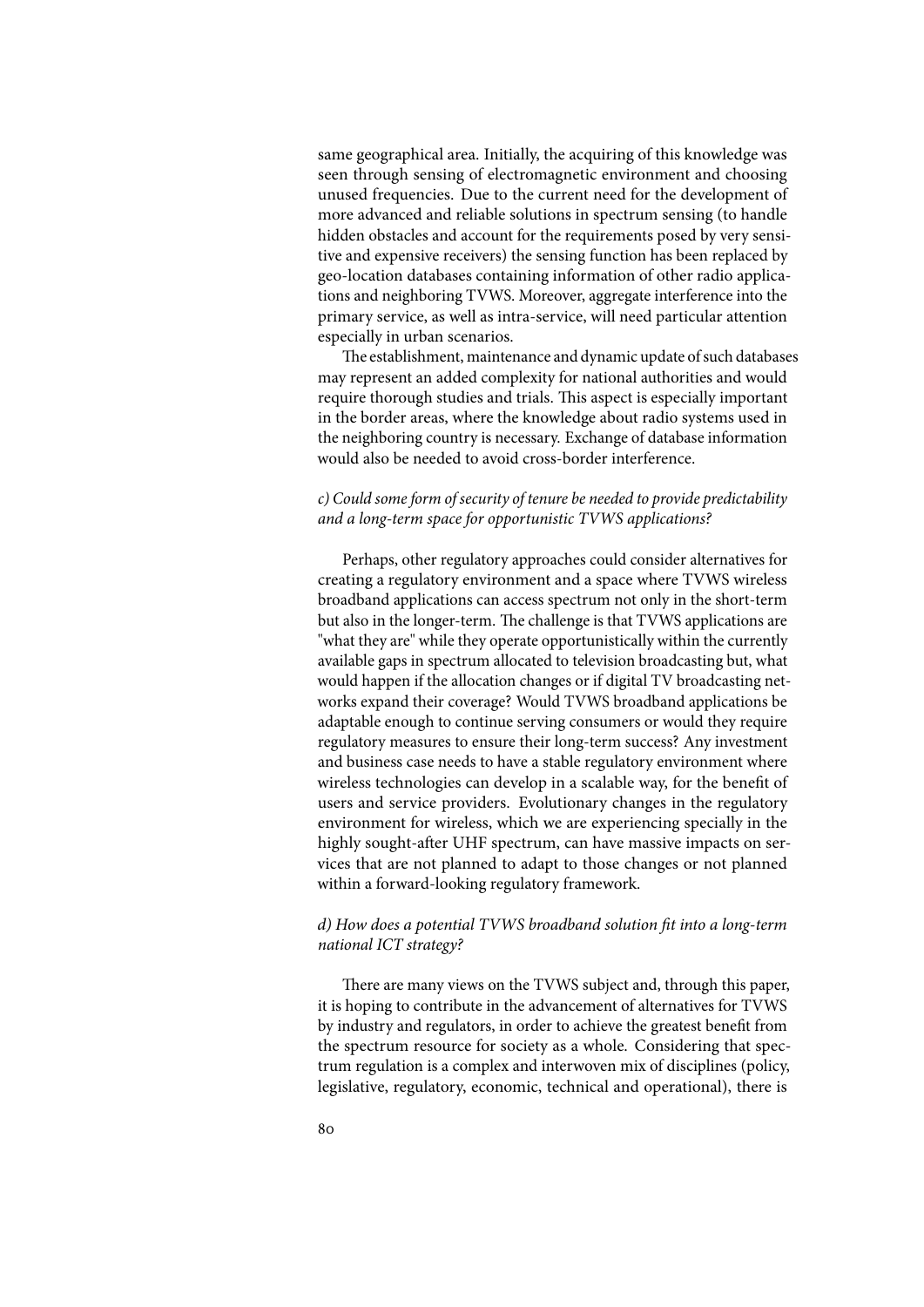same geographical area. Initially, the acquiring of this knowledge was seen through sensing of electromagnetic environment and choosing unused frequencies. Due to the current need for the development of more advanced and reliable solutions in spectrum sensing (to handle hidden obstacles and account for the requirements posed by very sensitive and expensive receivers) the sensing function has been replaced by geo-location databases containing information of other radio applications and neighboring TVWS. Moreover, aggregate interference into the primary service, as well as intra-service, will need particular attention especially in urban scenarios.

The establishment, maintenance and dynamic update of such databases may represent an added complexity for national authorities and would require thorough studies and trials. This aspect is especially important in the border areas, where the knowledge about radio systems used in the neighboring country is necessary. Exchange of database information would also be needed to avoid cross-border interference.

*c) Could some form of security of tenure be needed to provide predictability and a long-term space for opportunistic TVWS applications?*

Perhaps, other regulatory approaches could consider alternatives for creating a regulatory environment and a space where TVWS wireless broadband applications can access spectrum not only in the short-term but also in the longer-term. The challenge is that TVWS applications are "what they are" while they operate opportunistically within the currently available gaps in spectrum allocated to television broadcasting but, what would happen if the allocation changes or if digital TV broadcasting networks expand their coverage? Would TVWS broadband applications be adaptable enough to continue serving consumers or would they require regulatory measures to ensure their long-term success? Any investment and business case needs to have a stable regulatory environment where wireless technologies can develop in a scalable way, for the benefit of users and service providers. Evolutionary changes in the regulatory environment for wireless, which we are experiencing specially in the highly sought-after UHF spectrum, can have massive impacts on services that are not planned to adapt to those changes or not planned within a forward-looking regulatory framework.

*d) How does a potential TVWS broadband solution fit into a long-term national ICT strategy?*

There are many views on the TVWS subject and, through this paper, it is hoping to contribute in the advancement of alternatives for TVWS by industry and regulators, in order to achieve the greatest benefit from the spectrum resource for society as a whole. Considering that spectrum regulation is a complex and interwoven mix of disciplines (policy, legislative, regulatory, economic, technical and operational), there is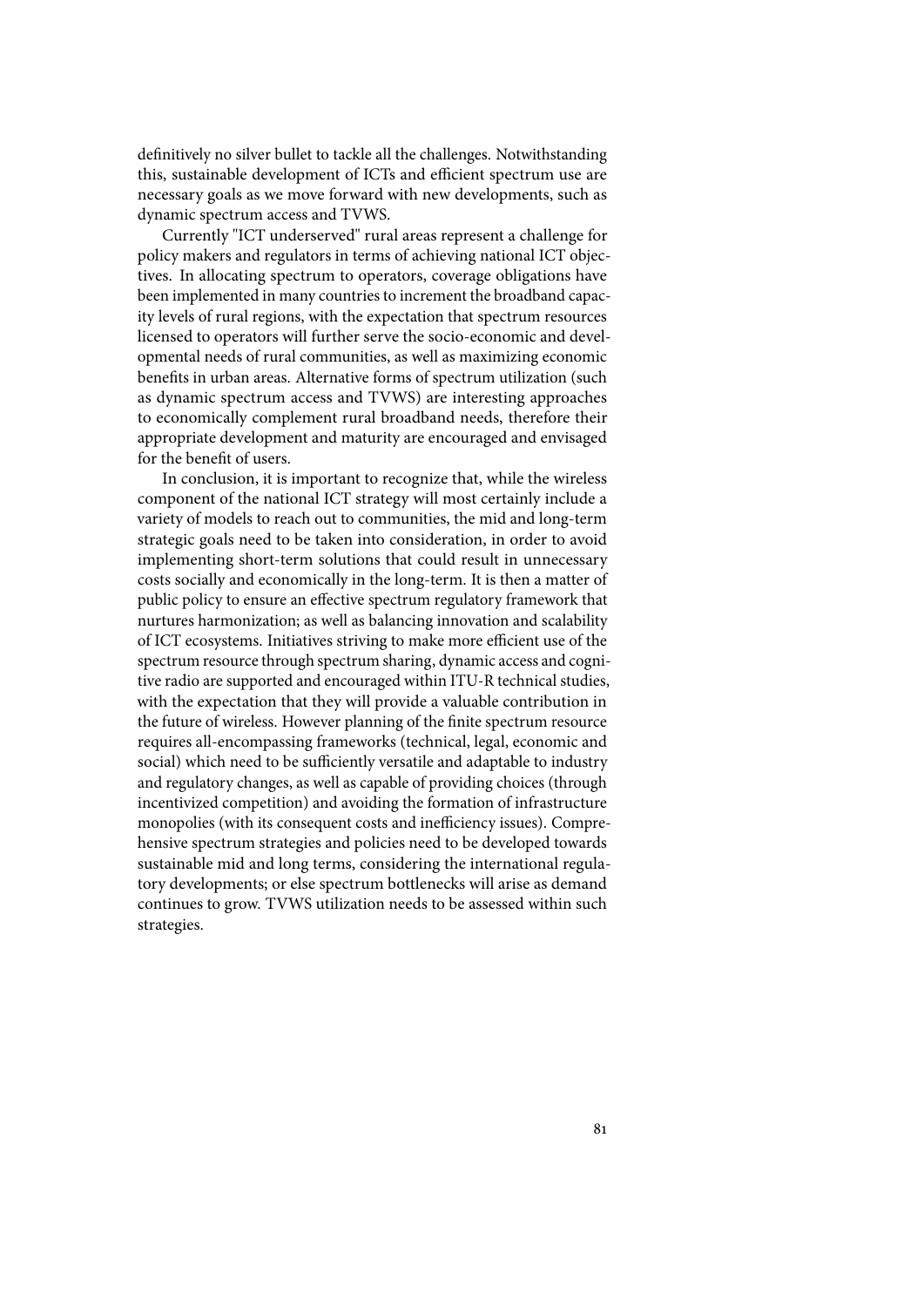definitively no silver bullet to tackle all the challenges. Notwithstanding this, sustainable development of ICTs and efficient spectrum use are necessary goals as we move forward with new developments, such as dynamic spectrum access and TVWS.

Currently "ICT underserved" rural areas represent a challenge for policy makers and regulators in terms of achieving national ICT objectives. In allocating spectrum to operators, coverage obligations have been implemented in many countries to increment the broadband capacity levels of rural regions, with the expectation that spectrum resources licensed to operators will further serve the socio-economic and developmental needs of rural communities, as well as maximizing economic benefits in urban areas. Alternative forms of spectrum utilization (such as dynamic spectrum access and TVWS) are interesting approaches to economically complement rural broadband needs, therefore their appropriate development and maturity are encouraged and envisaged for the benefit of users.

In conclusion, it is important to recognize that, while the wireless component of the national ICT strategy will most certainly include a variety of models to reach out to communities, the mid and long-term strategic goals need to be taken into consideration, in order to avoid implementing short-term solutions that could result in unnecessary costs socially and economically in the long-term. It is then a matter of public policy to ensure an effective spectrum regulatory framework that nurtures harmonization; as well as balancing innovation and scalability of ICT ecosystems. Initiatives striving to make more efficient use of the spectrum resource through spectrum sharing, dynamic access and cognitive radio are supported and encouraged within ITU-R technical studies, with the expectation that they will provide a valuable contribution in the future of wireless. However planning of the finite spectrum resource requires all-encompassing frameworks (technical, legal, economic and social) which need to be sufficiently versatile and adaptable to industry and regulatory changes, as well as capable of providing choices (through incentivized competition) and avoiding the formation of infrastructure monopolies (with its consequent costs and inefficiency issues). Comprehensive spectrum strategies and policies need to be developed towards sustainable mid and long terms, considering the international regulatory developments; or else spectrum bottlenecks will arise as demand continues to grow. TVWS utilization needs to be assessed within such strategies.